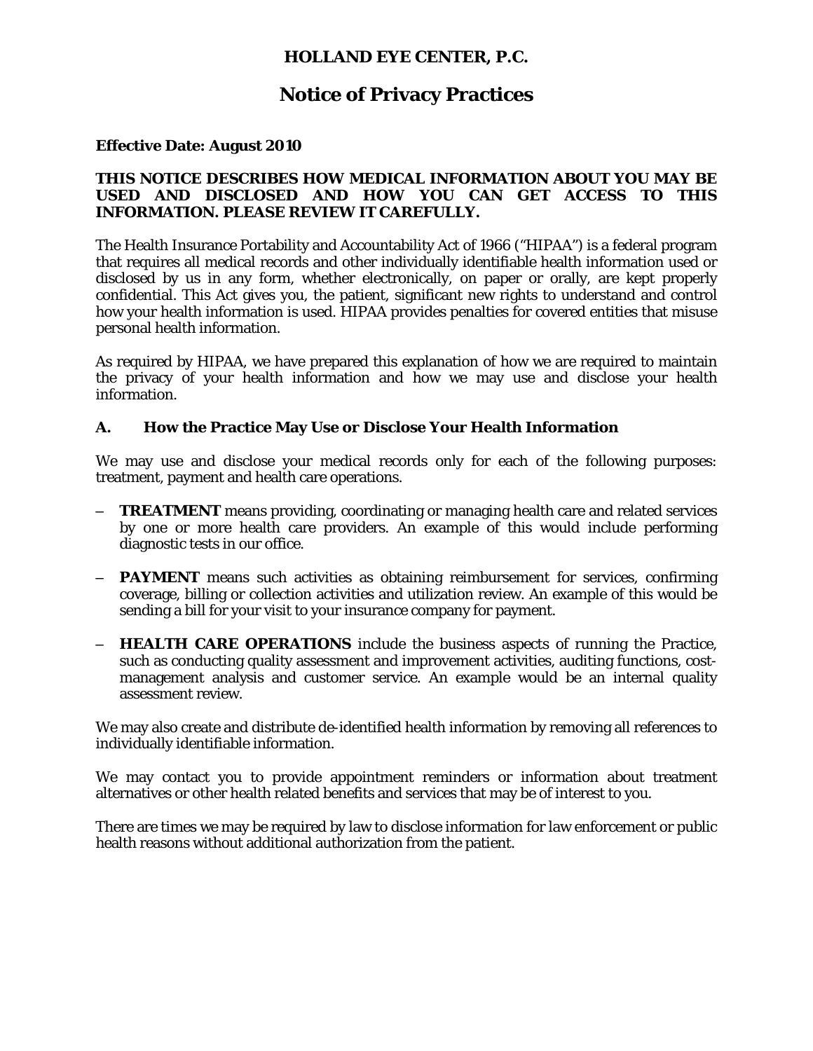**HOLLAND EYE CENTER, P.C.**

# Notice of Privacy Practices

**Effective Date: August 2010**

**THIS NOTICE DESCRIBES HOW MEDICAL INFORMATION ABOUT YOU MAY BE USED AND DISCLOSED AND HOW YOU CAN GET ACCESS TO THIS INFORMATION. PLEASE REVIEW IT CAREFULLY.**

The Health Insurance Portability and Accountability Act of 1966 ("HIPAA") is a federal program that requires all medical records and other individually identifiable health information used or disclosed by us in any form, whether electronically, on paper or orally, are kept properly confidential. This Act gives you, the patient, significant new rights to understand and control how your health information is used. HIPAA provides penalties for covered entities that misuse personal health information.

As required by HIPAA, we have prepared this explanation of how we are required to maintain the privacy of your health information and how we may use and disclose your health information.

## A. How the Practice May Use or Disclose Your Health Information

We may use and disclose your medical records only for each of the following purposes: treatment, payment and health care operations.

- **TREATMENT** means providing, coordinating or managing health care and related services by one or more health care providers. An example of this would include performing diagnostic tests in our office.

- **PAYMENT** means such activities as obtaining reimbursement for services, confirming coverage, billing or collection activities and utilization review. An example of this would be sending a bill for your visit to your insurance company for payment.

- **HEALTH CARE OPERATIONS** include the business aspects of running the Practice, such as conducting quality assessment and improvement activities, auditing functions, cost-management analysis and customer service. An example would be an internal quality assessment review.

We may also create and distribute de-identified health information by removing all references to individually identifiable information.

We may contact you to provide appointment reminders or information about treatment alternatives or other health related benefits and services that may be of interest to you.

There are times we may be required by law to disclose information for law enforcement or public health reasons without additional authorization from the patient.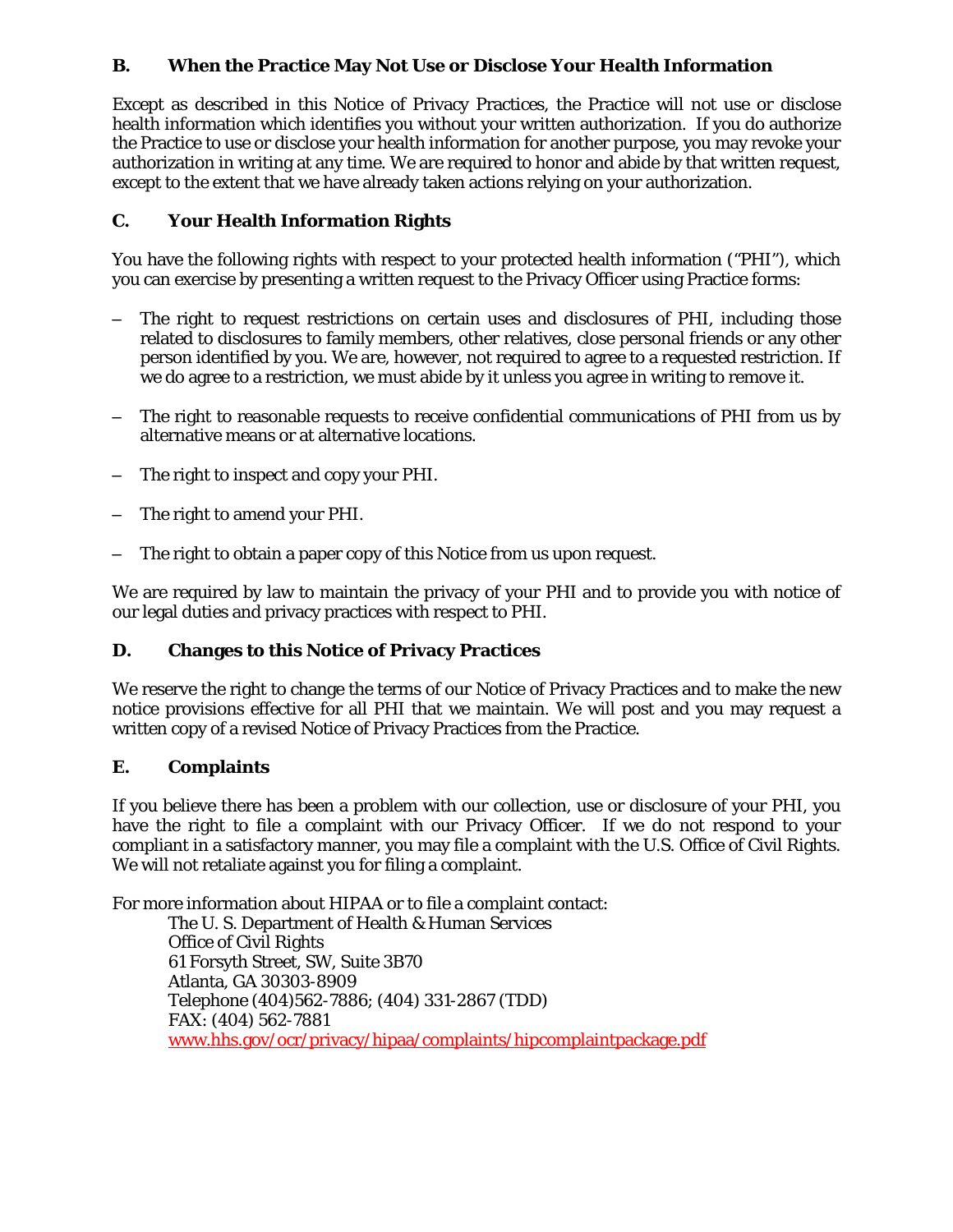## B. When the Practice May Not Use or Disclose Your Health Information

Except as described in this Notice of Privacy Practices, the Practice will not use or disclose health information which identifies you without your written authorization. If you do authorize the Practice to use or disclose your health information for another purpose, you may revoke your authorization in writing at any time. We are required to honor and abide by that written request, except to the extent that we have already taken actions relying on your authorization.

## C. Your Health Information Rights

You have the following rights with respect to your protected health information ("PHI"), which you can exercise by presenting a written request to the Privacy Officer using Practice forms:

- The right to request restrictions on certain uses and disclosures of PHI, including those related to disclosures to family members, other relatives, close personal friends or any other person identified by you. We are, however, not required to agree to a requested restriction. If we do agree to a restriction, we must abide by it unless you agree in writing to remove it.

- The right to reasonable requests to receive confidential communications of PHI from us by alternative means or at alternative locations.

- The right to inspect and copy your PHI.

- The right to amend your PHI.

- The right to obtain a paper copy of this Notice from us upon request.

We are required by law to maintain the privacy of your PHI and to provide you with notice of our legal duties and privacy practices with respect to PHI.

## D. Changes to this Notice of Privacy Practices

We reserve the right to change the terms of our Notice of Privacy Practices and to make the new notice provisions effective for all PHI that we maintain. We will post and you may request a written copy of a revised Notice of Privacy Practices from the Practice.

## E. Complaints

If you believe there has been a problem with our collection, use or disclosure of your PHI, you have the right to file a complaint with our Privacy Officer. If we do not respond to your compliant in a satisfactory manner, you may file a complaint with the U.S. Office of Civil Rights. We will not retaliate against you for filing a complaint.

For more information about HIPAA or to file a complaint contact:

The U. S. Department of Health & Human Services
Office of Civil Rights
61 Forsyth Street, SW, Suite 3B70
Atlanta, GA 30303-8909
Telephone (404)562-7886; (404) 331-2867 (TDD)
FAX: (404) 562-7881
www.hhs.gov/ocr/privacy/hipaa/complaints/hipcomplaintpackage.pdf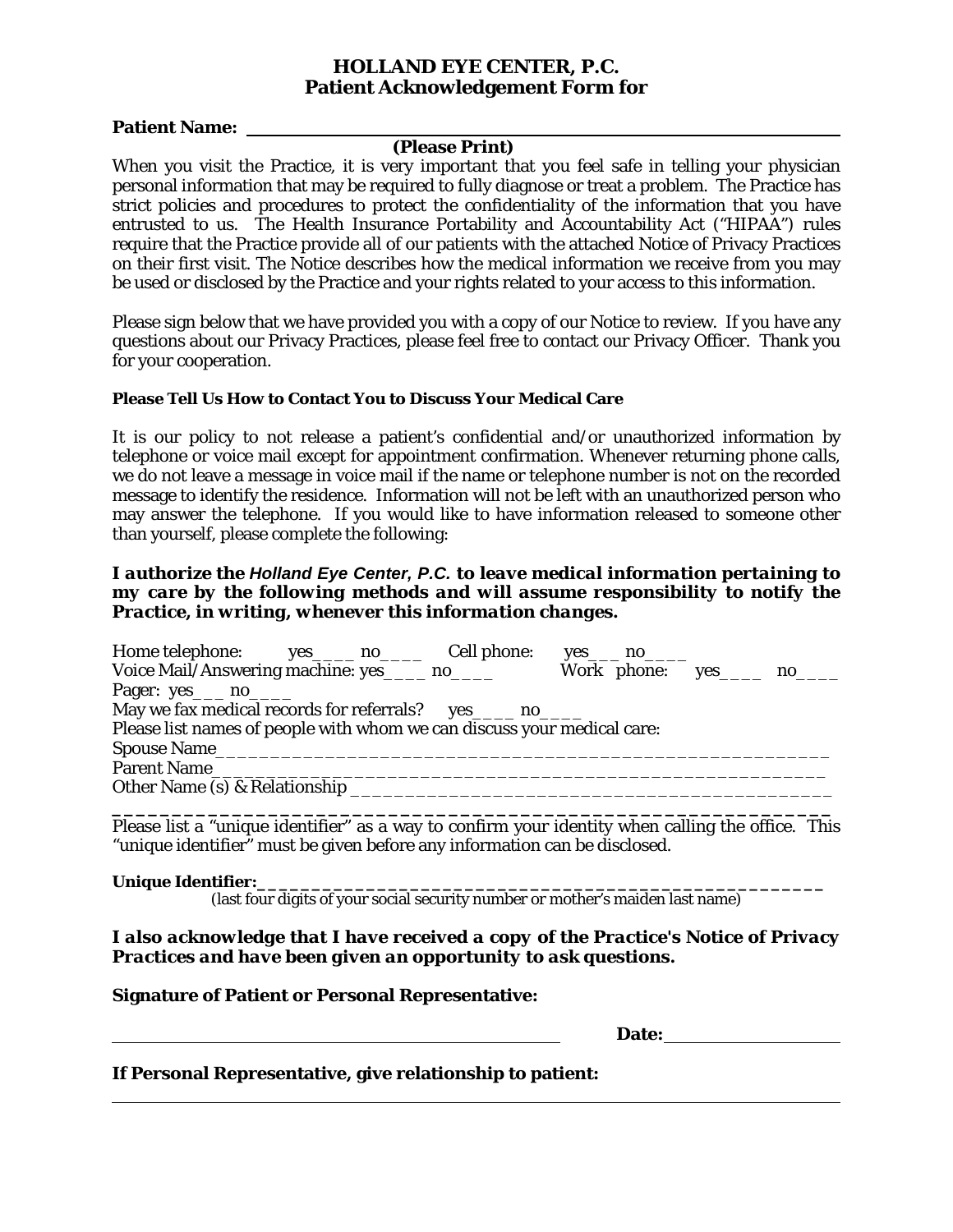# HOLLAND EYE CENTER, P.C.
## Patient Acknowledgement Form for

**Patient Name:** ______________________________________________

**(Please Print)**

When you visit the Practice, it is very important that you feel safe in telling your physician personal information that may be required to fully diagnose or treat a problem. The Practice has strict policies and procedures to protect the confidentiality of the information that you have entrusted to us. The Health Insurance Portability and Accountability Act ("HIPAA") rules require that the Practice provide all of our patients with the attached Notice of Privacy Practices on their first visit. The Notice describes how the medical information we receive from you may be used or disclosed by the Practice and your rights related to your access to this information.

Please sign below that we have provided you with a copy of our Notice to review. If you have any questions about our Privacy Practices, please feel free to contact our Privacy Officer. Thank you for your cooperation.

**Please Tell Us How to Contact You to Discuss Your Medical Care**

It is our policy to not release a patient's confidential and/or unauthorized information by telephone or voice mail except for appointment confirmation. Whenever returning phone calls, we do not leave a message in voice mail if the name or telephone number is not on the recorded message to identify the residence. Information will not be left with an unauthorized person who may answer the telephone. If you would like to have information released to someone other than yourself, please complete the following:

***I authorize the Holland Eye Center, P.C. to leave medical information pertaining to my care by the following methods and will assume responsibility to notify the Practice, in writing, whenever this information changes.***

Home telephone: yes____ no____ Cell phone: yes___ no____

Voice Mail/Answering machine: yes____ no____ Work phone: yes____ no____

Pager: yes___ no____

May we fax medical records for referrals? yes____ no____

Please list names of people with whom we can discuss your medical care:

Spouse Name________________________________________________________

Parent Name________________________________________________________

Other Name (s) & Relationship ____________________________________________

________________________________________________________________

Please list a "unique identifier" as a way to confirm your identity when calling the office. This "unique identifier" must be given before any information can be disclosed.

**Unique Identifier:**______________________________________________________

(last four digits of your social security number or mother's maiden last name)

***I also acknowledge that I have received a copy of the Practice's Notice of Privacy Practices and have been given an opportunity to ask questions.***

**Signature of Patient or Personal Representative:**

______________________________________________ **Date:** __________________

**If Personal Representative, give relationship to patient:**

________________________________________________________________